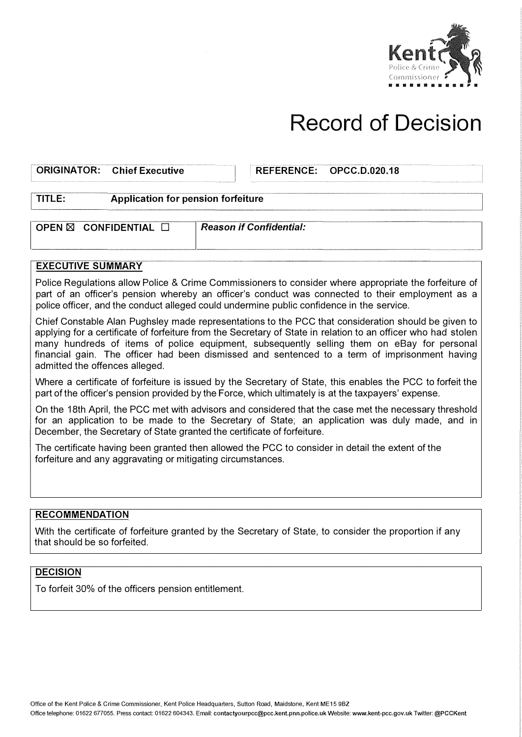# Record of Decision

| ORIGINATOR: Chief Executive | REFERENCE: OPCC.D.020.18 |
|---|---|

**TITLE:** Application for pension forfeiture

| OPEN ☒ CONFIDENTIAL ☐ | *Reason if Confidential:* |
|---|---|

## EXECUTIVE SUMMARY

Police Regulations allow Police & Crime Commissioners to consider where appropriate the forfeiture of part of an officer's pension whereby an officer's conduct was connected to their employment as a police officer, and the conduct alleged could undermine public confidence in the service.

Chief Constable Alan Pughsley made representations to the PCC that consideration should be given to applying for a certificate of forfeiture from the Secretary of State in relation to an officer who had stolen many hundreds of items of police equipment, subsequently selling them on eBay for personal financial gain. The officer had been dismissed and sentenced to a term of imprisonment having admitted the offences alleged.

Where a certificate of forfeiture is issued by the Secretary of State, this enables the PCC to forfeit the part of the officer's pension provided by the Force, which ultimately is at the taxpayers' expense.

On the 18th April, the PCC met with advisors and considered that the case met the necessary threshold for an application to be made to the Secretary of State; an application was duly made, and in December, the Secretary of State granted the certificate of forfeiture.

The certificate having been granted then allowed the PCC to consider in detail the extent of the forfeiture and any aggravating or mitigating circumstances.

## RECOMMENDATION

With the certificate of forfeiture granted by the Secretary of State, to consider the proportion if any that should be so forfeited.

## DECISION

To forfeit 30% of the officers pension entitlement.

Office of the Kent Police & Crime Commissioner, Kent Police Headquarters, Sutton Road, Maidstone, Kent ME15 9BZ
Office telephone: 01622 677055. Press contact: 01622 604343. Email: **contactyourpcc@pcc.kent.pnn.police.uk** Website: **www.kent-pcc.gov.uk** Twitter: **@PCCKent**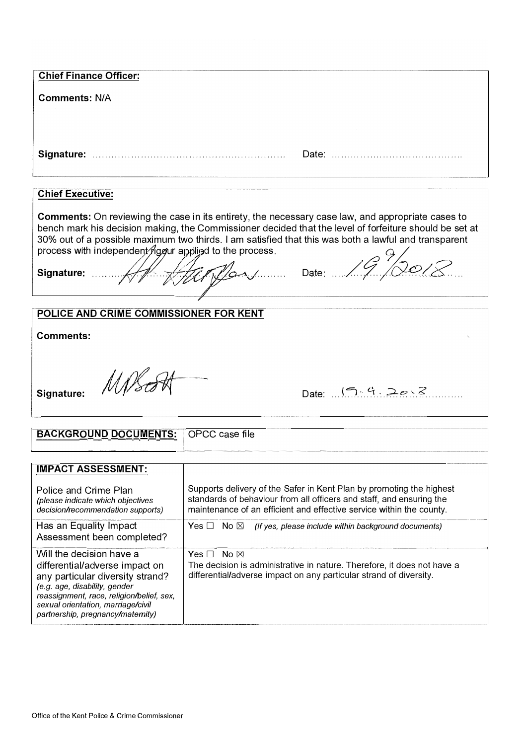**Chief Finance Officer:**

**Comments:** N/A

**Signature:** .......................................................... Date: ......................................

**Chief Executive:**

**Comments:** On reviewing the case in its entirety, the necessary case law, and appropriate cases to bench mark his decision making, the Commissioner decided that the level of forfeiture should be set at 30% out of a possible maximum two thirds. I am satisfied that this was both a lawful and transparent process with independent rigour applied to the process.

**Signature:** Date: 19/9/2018

**POLICE AND CRIME COMMISSIONER FOR KENT**

**Comments:**

**Signature:** Date: 19.9.2018

| **BACKGROUND DOCUMENTS:** | OPCC case file |
|---|---|

| **IMPACT ASSESSMENT:** | |
|---|---|
| Police and Crime Plan *(please indicate which objectives decision/recommendation supports)* | Supports delivery of the Safer in Kent Plan by promoting the highest standards of behaviour from all officers and staff, and ensuring the maintenance of an efficient and effective service within the county. |
| Has an Equality Impact Assessment been completed? | Yes ☐ No ☒ *(If yes, please include within background documents)* |
| Will the decision have a differential/adverse impact on any particular diversity strand? *(e.g. age, disability, gender reassignment, race, religion/belief, sex, sexual orientation, marriage/civil partnership, pregnancy/maternity)* | Yes ☐ No ☒<br>The decision is administrative in nature. Therefore, it does not have a differential/adverse impact on any particular strand of diversity. |

Office of the Kent Police & Crime Commissioner